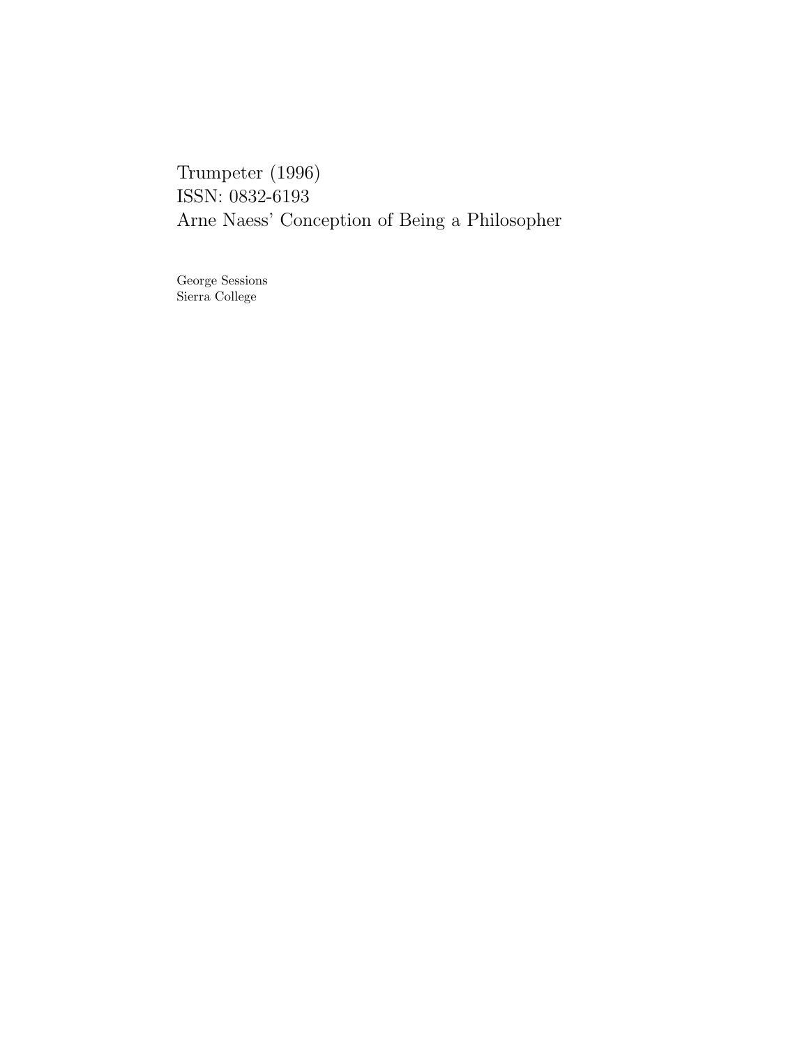Trumpeter (1996)
ISSN: 0832-6193

# Arne Naess' Conception of Being a Philosopher

George Sessions
Sierra College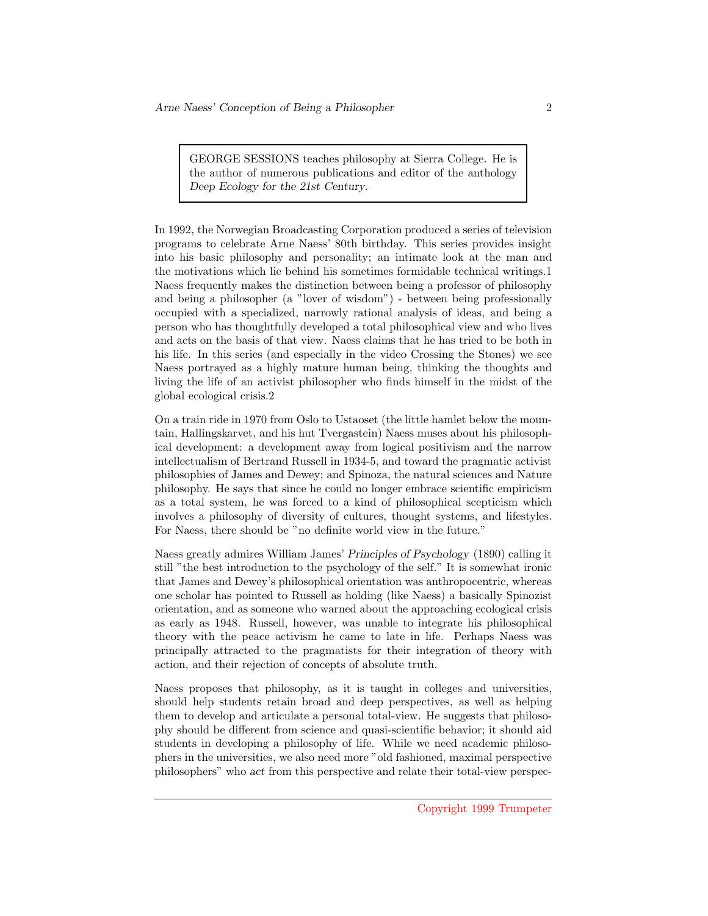GEORGE SESSIONS teaches philosophy at Sierra College. He is the author of numerous publications and editor of the anthology *Deep Ecology for the 21st Century*.

In 1992, the Norwegian Broadcasting Corporation produced a series of television programs to celebrate Arne Naess' 80th birthday. This series provides insight into his basic philosophy and personality; an intimate look at the man and the motivations which lie behind his sometimes formidable technical writings.1 Naess frequently makes the distinction between being a professor of philosophy and being a philosopher (a "lover of wisdom") - between being professionally occupied with a specialized, narrowly rational analysis of ideas, and being a person who has thoughtfully developed a total philosophical view and who lives and acts on the basis of that view. Naess claims that he has tried to be both in his life. In this series (and especially in the video Crossing the Stones) we see Naess portrayed as a highly mature human being, thinking the thoughts and living the life of an activist philosopher who finds himself in the midst of the global ecological crisis.2

On a train ride in 1970 from Oslo to Ustaoset (the little hamlet below the mountain, Hallingskarvet, and his hut Tvergastein) Naess muses about his philosophical development: a development away from logical positivism and the narrow intellectualism of Bertrand Russell in 1934-5, and toward the pragmatic activist philosophies of James and Dewey; and Spinoza, the natural sciences and Nature philosophy. He says that since he could no longer embrace scientific empiricism as a total system, he was forced to a kind of philosophical scepticism which involves a philosophy of diversity of cultures, thought systems, and lifestyles. For Naess, there should be "no definite world view in the future."

Naess greatly admires William James' *Principles of Psychology* (1890) calling it still "the best introduction to the psychology of the self." It is somewhat ironic that James and Dewey's philosophical orientation was anthropocentric, whereas one scholar has pointed to Russell as holding (like Naess) a basically Spinozist orientation, and as someone who warned about the approaching ecological crisis as early as 1948. Russell, however, was unable to integrate his philosophical theory with the peace activism he came to late in life. Perhaps Naess was principally attracted to the pragmatists for their integration of theory with action, and their rejection of concepts of absolute truth.

Naess proposes that philosophy, as it is taught in colleges and universities, should help students retain broad and deep perspectives, as well as helping them to develop and articulate a personal total-view. He suggests that philosophy should be different from science and quasi-scientific behavior; it should aid students in developing a philosophy of life. While we need academic philosophers in the universities, we also need more "old fashioned, maximal perspective philosophers" who *act* from this perspective and relate their total-view perspec-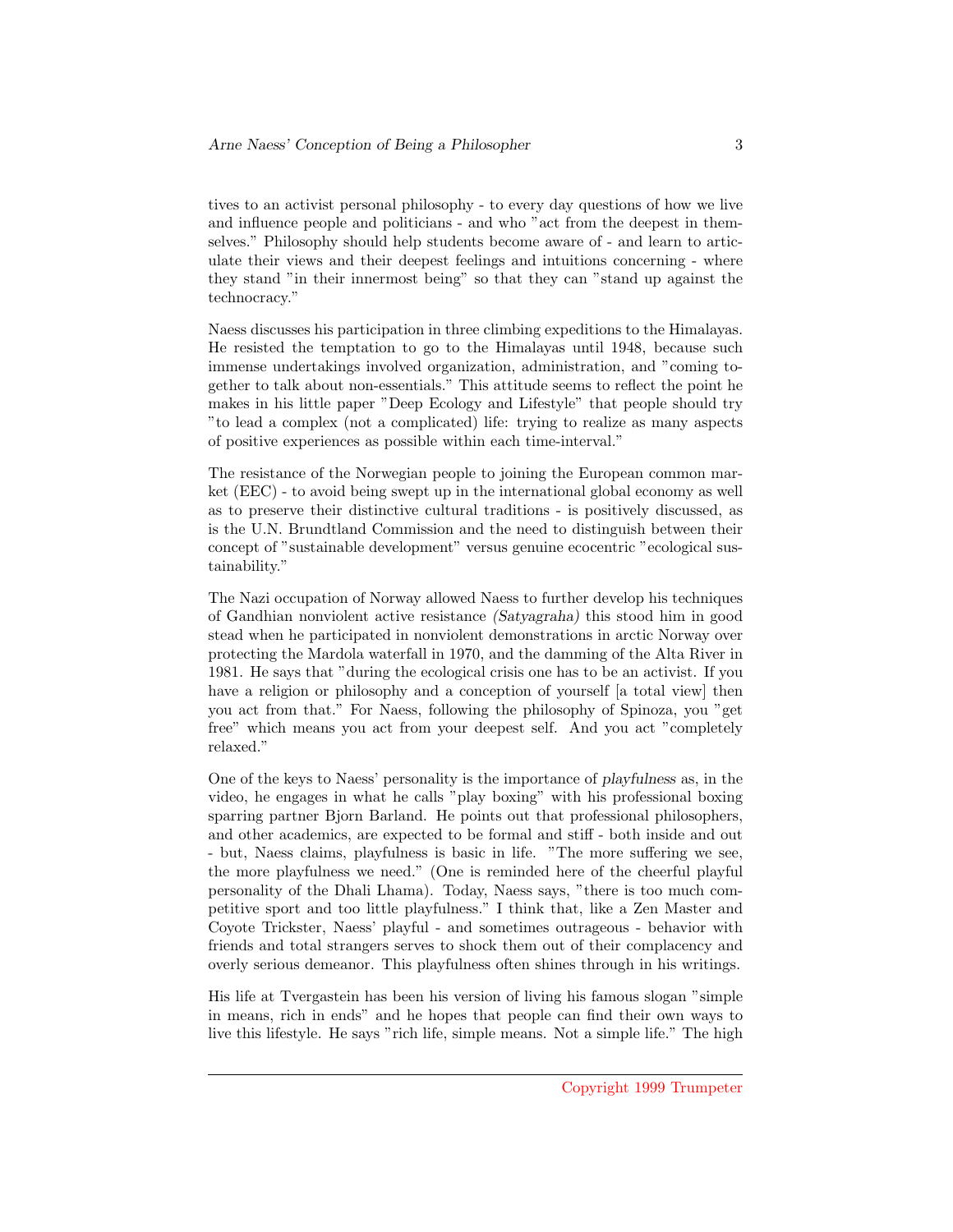tives to an activist personal philosophy - to every day questions of how we live and influence people and politicians - and who "act from the deepest in themselves." Philosophy should help students become aware of - and learn to articulate their views and their deepest feelings and intuitions concerning - where they stand "in their innermost being" so that they can "stand up against the technocracy."

Naess discusses his participation in three climbing expeditions to the Himalayas. He resisted the temptation to go to the Himalayas until 1948, because such immense undertakings involved organization, administration, and "coming together to talk about non-essentials." This attitude seems to reflect the point he makes in his little paper "Deep Ecology and Lifestyle" that people should try "to lead a complex (not a complicated) life: trying to realize as many aspects of positive experiences as possible within each time-interval."

The resistance of the Norwegian people to joining the European common market (EEC) - to avoid being swept up in the international global economy as well as to preserve their distinctive cultural traditions - is positively discussed, as is the U.N. Brundtland Commission and the need to distinguish between their concept of "sustainable development" versus genuine ecocentric "ecological sustainability."

The Nazi occupation of Norway allowed Naess to further develop his techniques of Gandhian nonviolent active resistance *(Satyagraha)* this stood him in good stead when he participated in nonviolent demonstrations in arctic Norway over protecting the Mardola waterfall in 1970, and the damming of the Alta River in 1981. He says that "during the ecological crisis one has to be an activist. If you have a religion or philosophy and a conception of yourself [a total view] then you act from that." For Naess, following the philosophy of Spinoza, you "get free" which means you act from your deepest self. And you act "completely relaxed."

One of the keys to Naess' personality is the importance of *playfulness* as, in the video, he engages in what he calls "play boxing" with his professional boxing sparring partner Bjorn Barland. He points out that professional philosophers, and other academics, are expected to be formal and stiff - both inside and out - but, Naess claims, playfulness is basic in life. "The more suffering we see, the more playfulness we need." (One is reminded here of the cheerful playful personality of the Dhali Lhama). Today, Naess says, "there is too much competitive sport and too little playfulness." I think that, like a Zen Master and Coyote Trickster, Naess' playful - and sometimes outrageous - behavior with friends and total strangers serves to shock them out of their complacency and overly serious demeanor. This playfulness often shines through in his writings.

His life at Tvergastein has been his version of living his famous slogan "simple in means, rich in ends" and he hopes that people can find their own ways to live this lifestyle. He says "rich life, simple means. Not a simple life." The high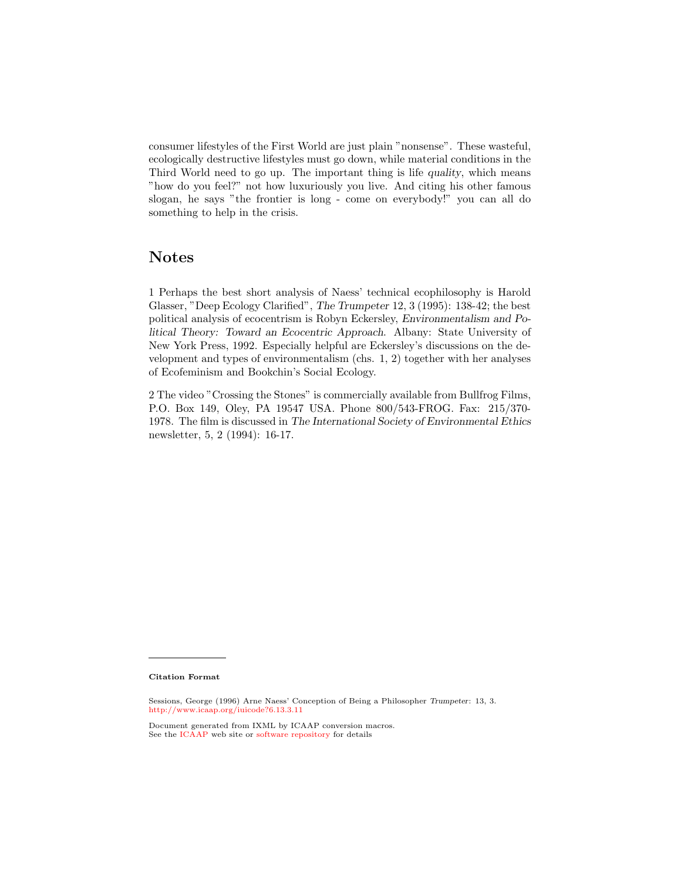consumer lifestyles of the First World are just plain "nonsense". These wasteful, ecologically destructive lifestyles must go down, while material conditions in the Third World need to go up. The important thing is life *quality*, which means "how do you feel?" not how luxuriously you live. And citing his other famous slogan, he says "the frontier is long - come on everybody!" you can all do something to help in the crisis.

## Notes

1 Perhaps the best short analysis of Naess' technical ecophilosophy is Harold Glasser, "Deep Ecology Clarified", *The Trumpeter* 12, 3 (1995): 138-42; the best political analysis of ecocentrism is Robyn Eckersley, *Environmentalism and Political Theory: Toward an Ecocentric Approach*. Albany: State University of New York Press, 1992. Especially helpful are Eckersley's discussions on the development and types of environmentalism (chs. 1, 2) together with her analyses of Ecofeminism and Bookchin's Social Ecology.

2 The video "Crossing the Stones" is commercially available from Bullfrog Films, P.O. Box 149, Oley, PA 19547 USA. Phone 800/543-FROG. Fax: 215/370-1978. The film is discussed in *The International Society of Environmental Ethics* newsletter, 5, 2 (1994): 16-17.

---

**Citation Format**

Sessions, George (1996) Arne Naess' Conception of Being a Philosopher *Trumpeter*: 13, 3. http://www.icaap.org/iuicode?6.13.3.11

Document generated from IXML by ICAAP conversion macros. See the ICAAP web site or software repository for details